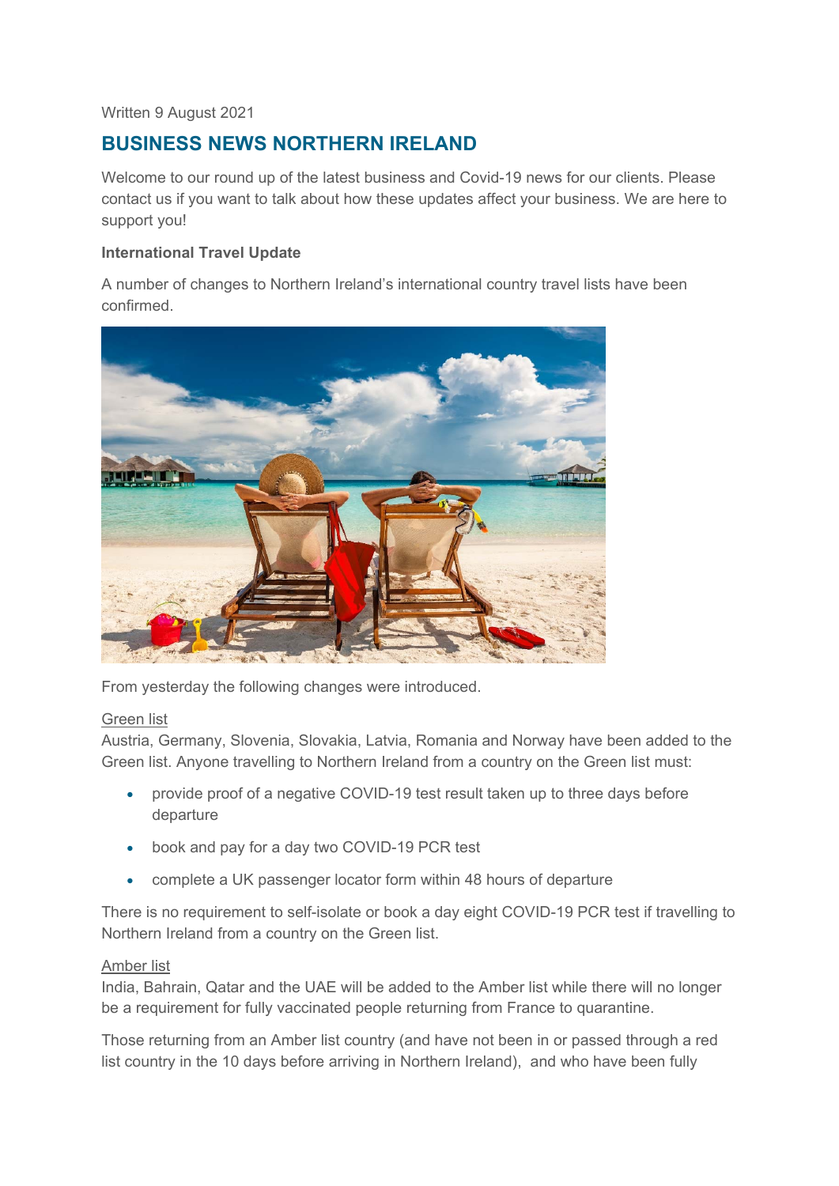Written 9 August 2021

## BUSINESS NEWS NORTHERN IRELAND

Welcome to our round up of the latest business and Covid-19 news for our clients. Please contact us if you want to talk about how these updates affect your business. We are here to support you!

**International Travel Update**

A number of changes to Northern Ireland's international country travel lists have been confirmed.

From yesterday the following changes were introduced.

Green list

Austria, Germany, Slovenia, Slovakia, Latvia, Romania and Norway have been added to the Green list. Anyone travelling to Northern Ireland from a country on the Green list must:

- provide proof of a negative COVID-19 test result taken up to three days before departure
- book and pay for a day two COVID-19 PCR test
- complete a UK passenger locator form within 48 hours of departure

There is no requirement to self-isolate or book a day eight COVID-19 PCR test if travelling to Northern Ireland from a country on the Green list.

Amber list

India, Bahrain, Qatar and the UAE will be added to the Amber list while there will no longer be a requirement for fully vaccinated people returning from France to quarantine.

Those returning from an Amber list country (and have not been in or passed through a red list country in the 10 days before arriving in Northern Ireland), and who have been fully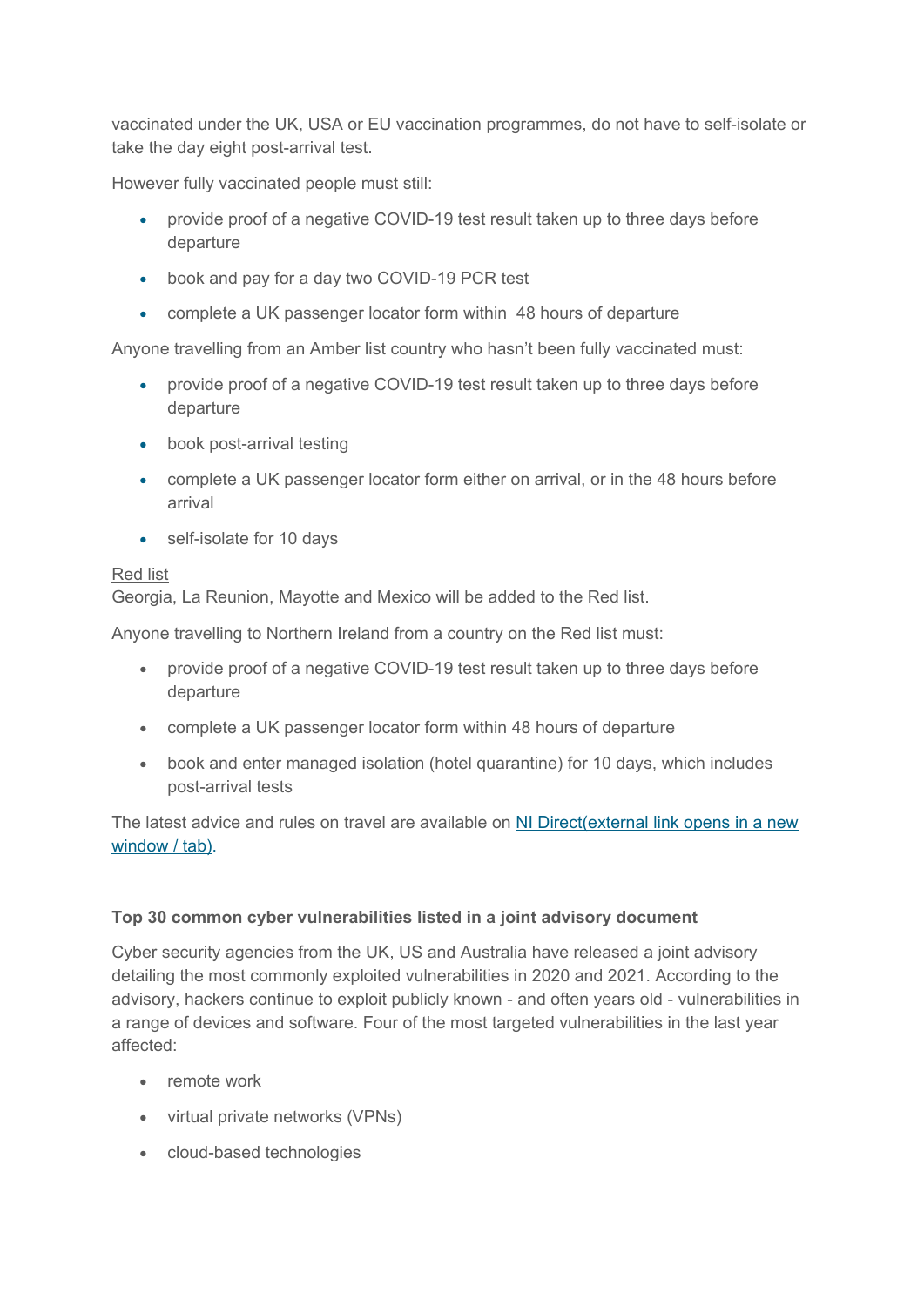vaccinated under the UK, USA or EU vaccination programmes, do not have to self-isolate or take the day eight post-arrival test.

However fully vaccinated people must still:

- provide proof of a negative COVID-19 test result taken up to three days before departure
- book and pay for a day two COVID-19 PCR test
- complete a UK passenger locator form within 48 hours of departure

Anyone travelling from an Amber list country who hasn't been fully vaccinated must:

- provide proof of a negative COVID-19 test result taken up to three days before departure
- book post-arrival testing
- complete a UK passenger locator form either on arrival, or in the 48 hours before arrival
- self-isolate for 10 days

Red list
Georgia, La Reunion, Mayotte and Mexico will be added to the Red list.

Anyone travelling to Northern Ireland from a country on the Red list must:

- provide proof of a negative COVID-19 test result taken up to three days before departure
- complete a UK passenger locator form within 48 hours of departure
- book and enter managed isolation (hotel quarantine) for 10 days, which includes post-arrival tests

The latest advice and rules on travel are available on NI Direct(external link opens in a new window / tab).

**Top 30 common cyber vulnerabilities listed in a joint advisory document**

Cyber security agencies from the UK, US and Australia have released a joint advisory detailing the most commonly exploited vulnerabilities in 2020 and 2021. According to the advisory, hackers continue to exploit publicly known - and often years old - vulnerabilities in a range of devices and software. Four of the most targeted vulnerabilities in the last year affected:

- remote work
- virtual private networks (VPNs)
- cloud-based technologies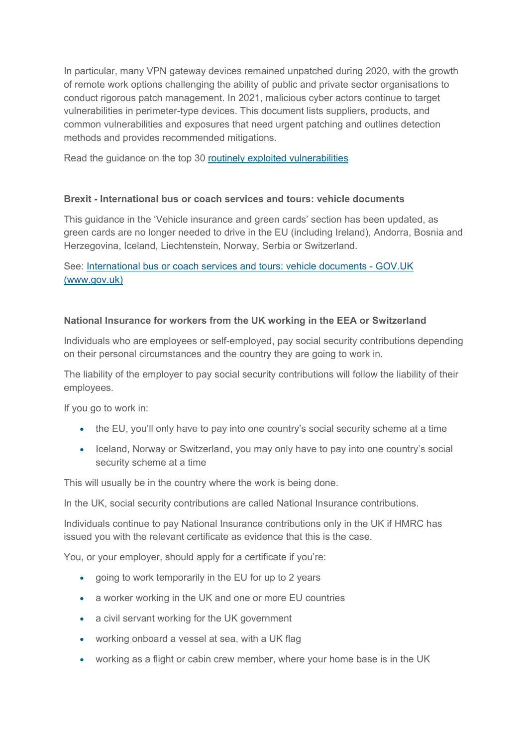In particular, many VPN gateway devices remained unpatched during 2020, with the growth of remote work options challenging the ability of public and private sector organisations to conduct rigorous patch management. In 2021, malicious cyber actors continue to target vulnerabilities in perimeter-type devices. This document lists suppliers, products, and common vulnerabilities and exposures that need urgent patching and outlines detection methods and provides recommended mitigations.

Read the guidance on the top 30 routinely exploited vulnerabilities

**Brexit - International bus or coach services and tours: vehicle documents**

This guidance in the 'Vehicle insurance and green cards' section has been updated, as green cards are no longer needed to drive in the EU (including Ireland), Andorra, Bosnia and Herzegovina, Iceland, Liechtenstein, Norway, Serbia or Switzerland.

See: International bus or coach services and tours: vehicle documents - GOV.UK (www.gov.uk)

**National Insurance for workers from the UK working in the EEA or Switzerland**

Individuals who are employees or self-employed, pay social security contributions depending on their personal circumstances and the country they are going to work in.

The liability of the employer to pay social security contributions will follow the liability of their employees.

If you go to work in:

- the EU, you'll only have to pay into one country's social security scheme at a time
- Iceland, Norway or Switzerland, you may only have to pay into one country's social security scheme at a time

This will usually be in the country where the work is being done.

In the UK, social security contributions are called National Insurance contributions.

Individuals continue to pay National Insurance contributions only in the UK if HMRC has issued you with the relevant certificate as evidence that this is the case.

You, or your employer, should apply for a certificate if you're:

- going to work temporarily in the EU for up to 2 years
- a worker working in the UK and one or more EU countries
- a civil servant working for the UK government
- working onboard a vessel at sea, with a UK flag
- working as a flight or cabin crew member, where your home base is in the UK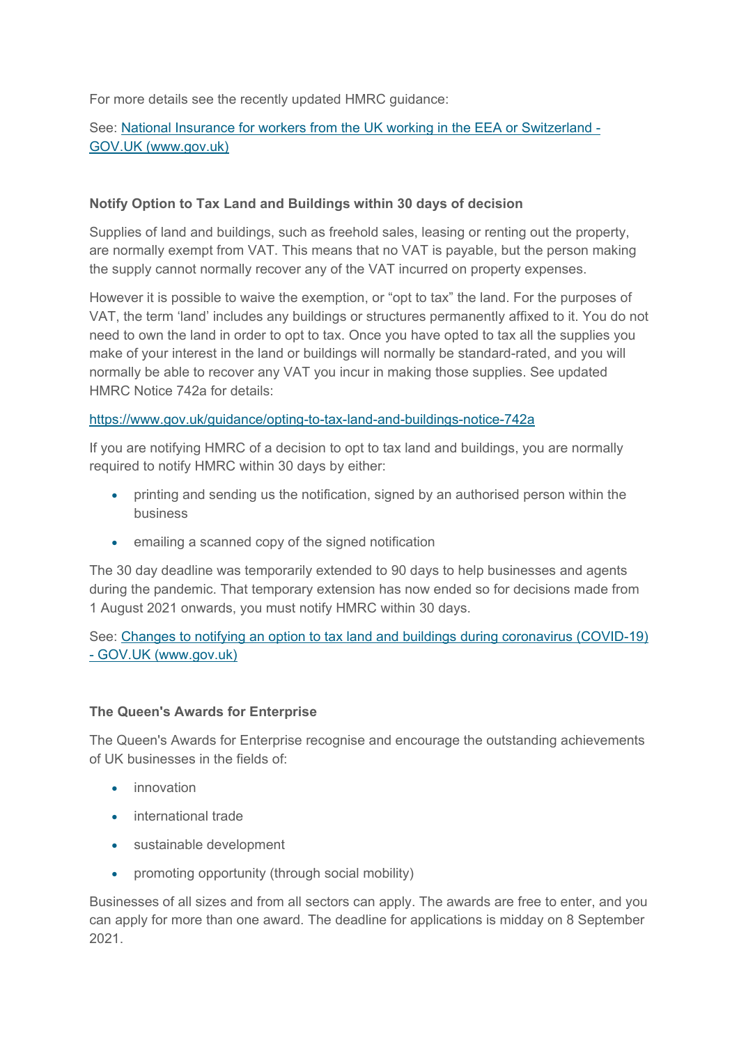For more details see the recently updated HMRC guidance:

See: [National Insurance for workers from the UK working in the EEA or Switzerland - GOV.UK (www.gov.uk)]()

**Notify Option to Tax Land and Buildings within 30 days of decision**

Supplies of land and buildings, such as freehold sales, leasing or renting out the property, are normally exempt from VAT. This means that no VAT is payable, but the person making the supply cannot normally recover any of the VAT incurred on property expenses.

However it is possible to waive the exemption, or "opt to tax" the land. For the purposes of VAT, the term 'land' includes any buildings or structures permanently affixed to it. You do not need to own the land in order to opt to tax. Once you have opted to tax all the supplies you make of your interest in the land or buildings will normally be standard-rated, and you will normally be able to recover any VAT you incur in making those supplies. See updated HMRC Notice 742a for details:

https://www.gov.uk/guidance/opting-to-tax-land-and-buildings-notice-742a

If you are notifying HMRC of a decision to opt to tax land and buildings, you are normally required to notify HMRC within 30 days by either:

- printing and sending us the notification, signed by an authorised person within the business
- emailing a scanned copy of the signed notification

The 30 day deadline was temporarily extended to 90 days to help businesses and agents during the pandemic. That temporary extension has now ended so for decisions made from 1 August 2021 onwards, you must notify HMRC within 30 days.

See: [Changes to notifying an option to tax land and buildings during coronavirus (COVID-19) - GOV.UK (www.gov.uk)]()

**The Queen's Awards for Enterprise**

The Queen's Awards for Enterprise recognise and encourage the outstanding achievements of UK businesses in the fields of:

- innovation
- international trade
- sustainable development
- promoting opportunity (through social mobility)

Businesses of all sizes and from all sectors can apply. The awards are free to enter, and you can apply for more than one award. The deadline for applications is midday on 8 September 2021.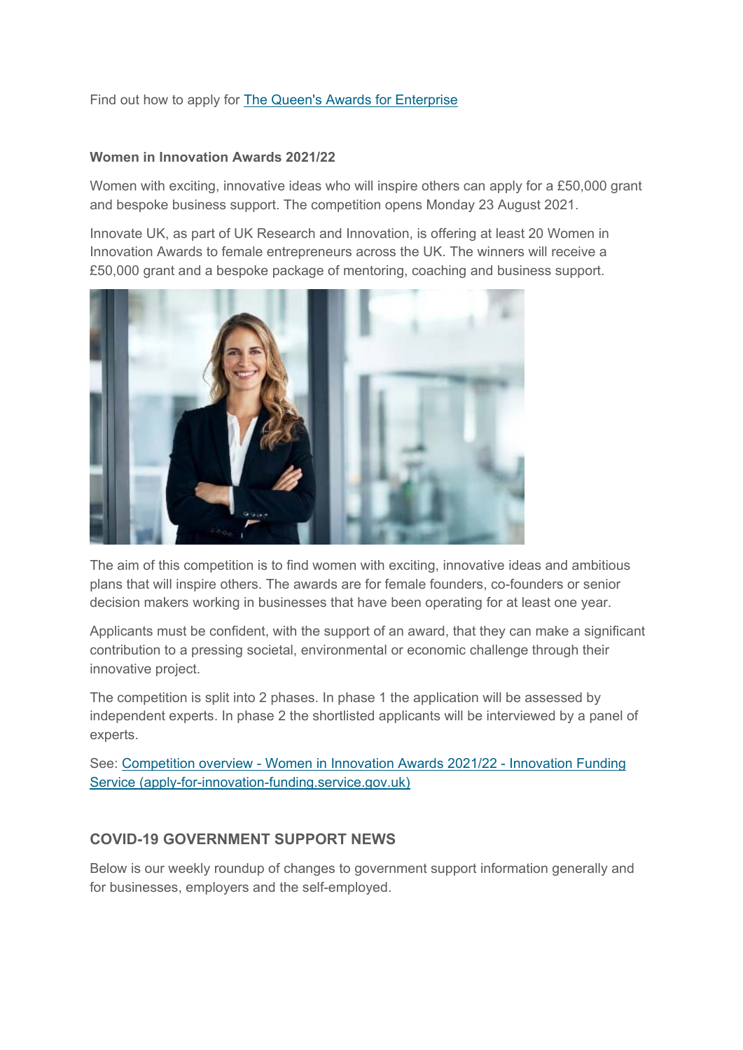Find out how to apply for [The Queen's Awards for Enterprise]

**Women in Innovation Awards 2021/22**

Women with exciting, innovative ideas who will inspire others can apply for a £50,000 grant and bespoke business support. The competition opens Monday 23 August 2021.

Innovate UK, as part of UK Research and Innovation, is offering at least 20 Women in Innovation Awards to female entrepreneurs across the UK. The winners will receive a £50,000 grant and a bespoke package of mentoring, coaching and business support.

The aim of this competition is to find women with exciting, innovative ideas and ambitious plans that will inspire others. The awards are for female founders, co-founders or senior decision makers working in businesses that have been operating for at least one year.

Applicants must be confident, with the support of an award, that they can make a significant contribution to a pressing societal, environmental or economic challenge through their innovative project.

The competition is split into 2 phases. In phase 1 the application will be assessed by independent experts. In phase 2 the shortlisted applicants will be interviewed by a panel of experts.

See: [Competition overview - Women in Innovation Awards 2021/22 - Innovation Funding Service (apply-for-innovation-funding.service.gov.uk)]

## COVID-19 GOVERNMENT SUPPORT NEWS

Below is our weekly roundup of changes to government support information generally and for businesses, employers and the self-employed.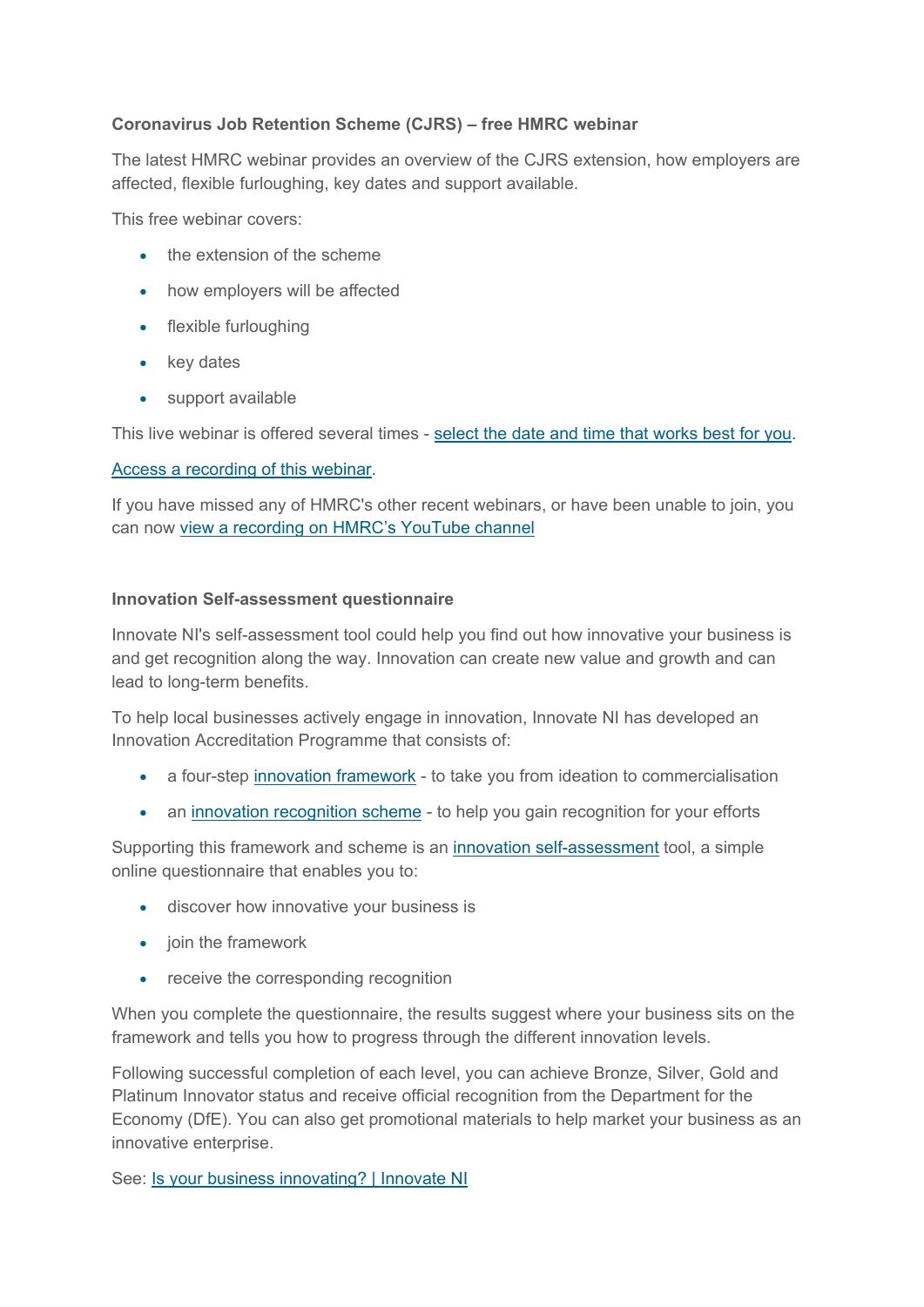**Coronavirus Job Retention Scheme (CJRS) – free HMRC webinar**

The latest HMRC webinar provides an overview of the CJRS extension, how employers are affected, flexible furloughing, key dates and support available.

This free webinar covers:

- the extension of the scheme
- how employers will be affected
- flexible furloughing
- key dates
- support available

This live webinar is offered several times - select the date and time that works best for you.

Access a recording of this webinar.

If you have missed any of HMRC's other recent webinars, or have been unable to join, you can now view a recording on HMRC's YouTube channel

**Innovation Self-assessment questionnaire**

Innovate NI's self-assessment tool could help you find out how innovative your business is and get recognition along the way. Innovation can create new value and growth and can lead to long-term benefits.

To help local businesses actively engage in innovation, Innovate NI has developed an Innovation Accreditation Programme that consists of:

- a four-step innovation framework - to take you from ideation to commercialisation
- an innovation recognition scheme - to help you gain recognition for your efforts

Supporting this framework and scheme is an innovation self-assessment tool, a simple online questionnaire that enables you to:

- discover how innovative your business is
- join the framework
- receive the corresponding recognition

When you complete the questionnaire, the results suggest where your business sits on the framework and tells you how to progress through the different innovation levels.

Following successful completion of each level, you can achieve Bronze, Silver, Gold and Platinum Innovator status and receive official recognition from the Department for the Economy (DfE). You can also get promotional materials to help market your business as an innovative enterprise.

See: Is your business innovating? | Innovate NI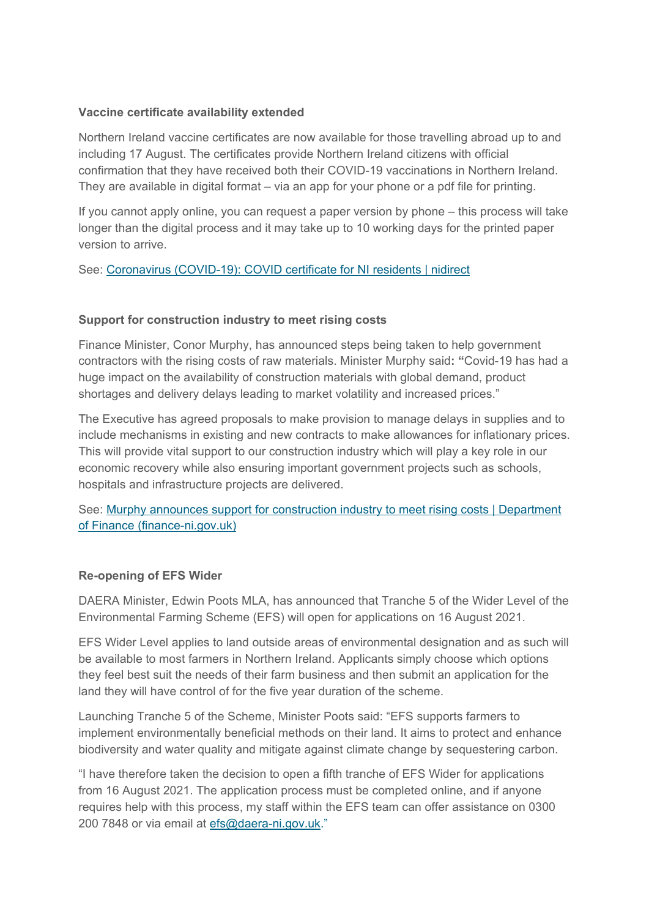**Vaccine certificate availability extended**

Northern Ireland vaccine certificates are now available for those travelling abroad up to and including 17 August. The certificates provide Northern Ireland citizens with official confirmation that they have received both their COVID-19 vaccinations in Northern Ireland. They are available in digital format – via an app for your phone or a pdf file for printing.

If you cannot apply online, you can request a paper version by phone – this process will take longer than the digital process and it may take up to 10 working days for the printed paper version to arrive.

See: [Coronavirus (COVID-19): COVID certificate for NI residents | nidirect]()

**Support for construction industry to meet rising costs**

Finance Minister, Conor Murphy, has announced steps being taken to help government contractors with the rising costs of raw materials. Minister Murphy said**:** **"**Covid-19 has had a huge impact on the availability of construction materials with global demand, product shortages and delivery delays leading to market volatility and increased prices."

The Executive has agreed proposals to make provision to manage delays in supplies and to include mechanisms in existing and new contracts to make allowances for inflationary prices. This will provide vital support to our construction industry which will play a key role in our economic recovery while also ensuring important government projects such as schools, hospitals and infrastructure projects are delivered.

See: [Murphy announces support for construction industry to meet rising costs | Department of Finance (finance-ni.gov.uk)]()

**Re-opening of EFS Wider**

DAERA Minister, Edwin Poots MLA, has announced that Tranche 5 of the Wider Level of the Environmental Farming Scheme (EFS) will open for applications on 16 August 2021.

EFS Wider Level applies to land outside areas of environmental designation and as such will be available to most farmers in Northern Ireland. Applicants simply choose which options they feel best suit the needs of their farm business and then submit an application for the land they will have control of for the five year duration of the scheme.

Launching Tranche 5 of the Scheme, Minister Poots said: "EFS supports farmers to implement environmentally beneficial methods on their land. It aims to protect and enhance biodiversity and water quality and mitigate against climate change by sequestering carbon.

"I have therefore taken the decision to open a fifth tranche of EFS Wider for applications from 16 August 2021. The application process must be completed online, and if anyone requires help with this process, my staff within the EFS team can offer assistance on 0300 200 7848 or via email at [efs@daera-ni.gov.uk]()."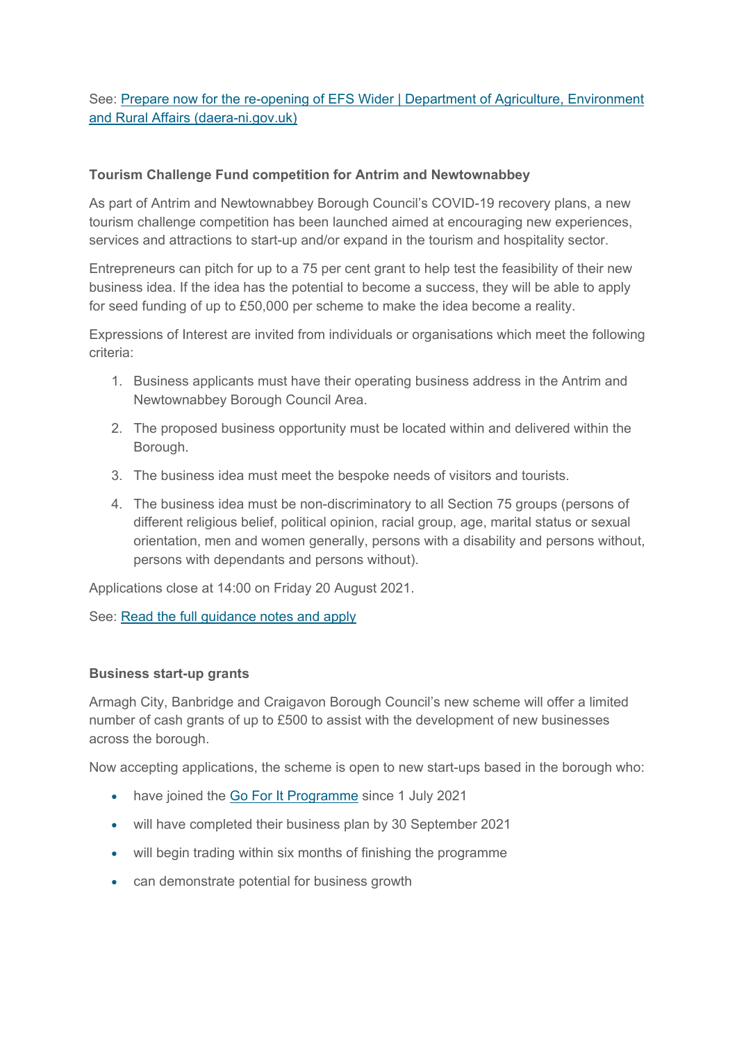See: [Prepare now for the re-opening of EFS Wider | Department of Agriculture, Environment and Rural Affairs (daera-ni.gov.uk)]()

**Tourism Challenge Fund competition for Antrim and Newtownabbey**

As part of Antrim and Newtownabbey Borough Council's COVID-19 recovery plans, a new tourism challenge competition has been launched aimed at encouraging new experiences, services and attractions to start-up and/or expand in the tourism and hospitality sector.

Entrepreneurs can pitch for up to a 75 per cent grant to help test the feasibility of their new business idea. If the idea has the potential to become a success, they will be able to apply for seed funding of up to £50,000 per scheme to make the idea become a reality.

Expressions of Interest are invited from individuals or organisations which meet the following criteria:

1. Business applicants must have their operating business address in the Antrim and Newtownabbey Borough Council Area.
2. The proposed business opportunity must be located within and delivered within the Borough.
3. The business idea must meet the bespoke needs of visitors and tourists.
4. The business idea must be non-discriminatory to all Section 75 groups (persons of different religious belief, political opinion, racial group, age, marital status or sexual orientation, men and women generally, persons with a disability and persons without, persons with dependants and persons without).

Applications close at 14:00 on Friday 20 August 2021.

See: [Read the full guidance notes and apply]()

**Business start-up grants**

Armagh City, Banbridge and Craigavon Borough Council's new scheme will offer a limited number of cash grants of up to £500 to assist with the development of new businesses across the borough.

Now accepting applications, the scheme is open to new start-ups based in the borough who:

- have joined the [Go For It Programme]() since 1 July 2021
- will have completed their business plan by 30 September 2021
- will begin trading within six months of finishing the programme
- can demonstrate potential for business growth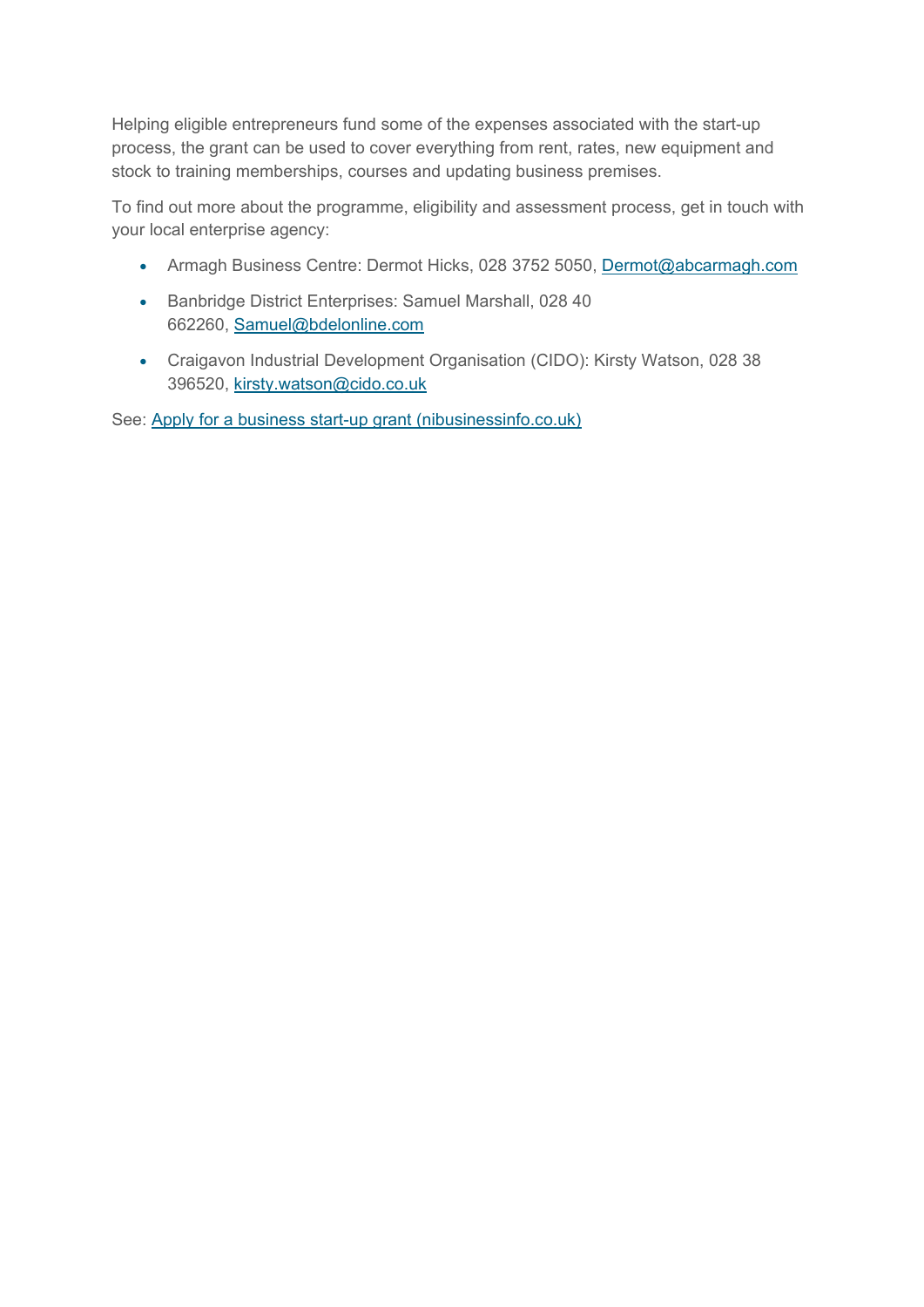Helping eligible entrepreneurs fund some of the expenses associated with the start-up process, the grant can be used to cover everything from rent, rates, new equipment and stock to training memberships, courses and updating business premises.

To find out more about the programme, eligibility and assessment process, get in touch with your local enterprise agency:

- Armagh Business Centre: Dermot Hicks, 028 3752 5050, Dermot@abcarmagh.com
- Banbridge District Enterprises: Samuel Marshall, 028 40 662260, Samuel@bdelonline.com
- Craigavon Industrial Development Organisation (CIDO): Kirsty Watson, 028 38 396520, kirsty.watson@cido.co.uk

See: Apply for a business start-up grant (nibusinessinfo.co.uk)